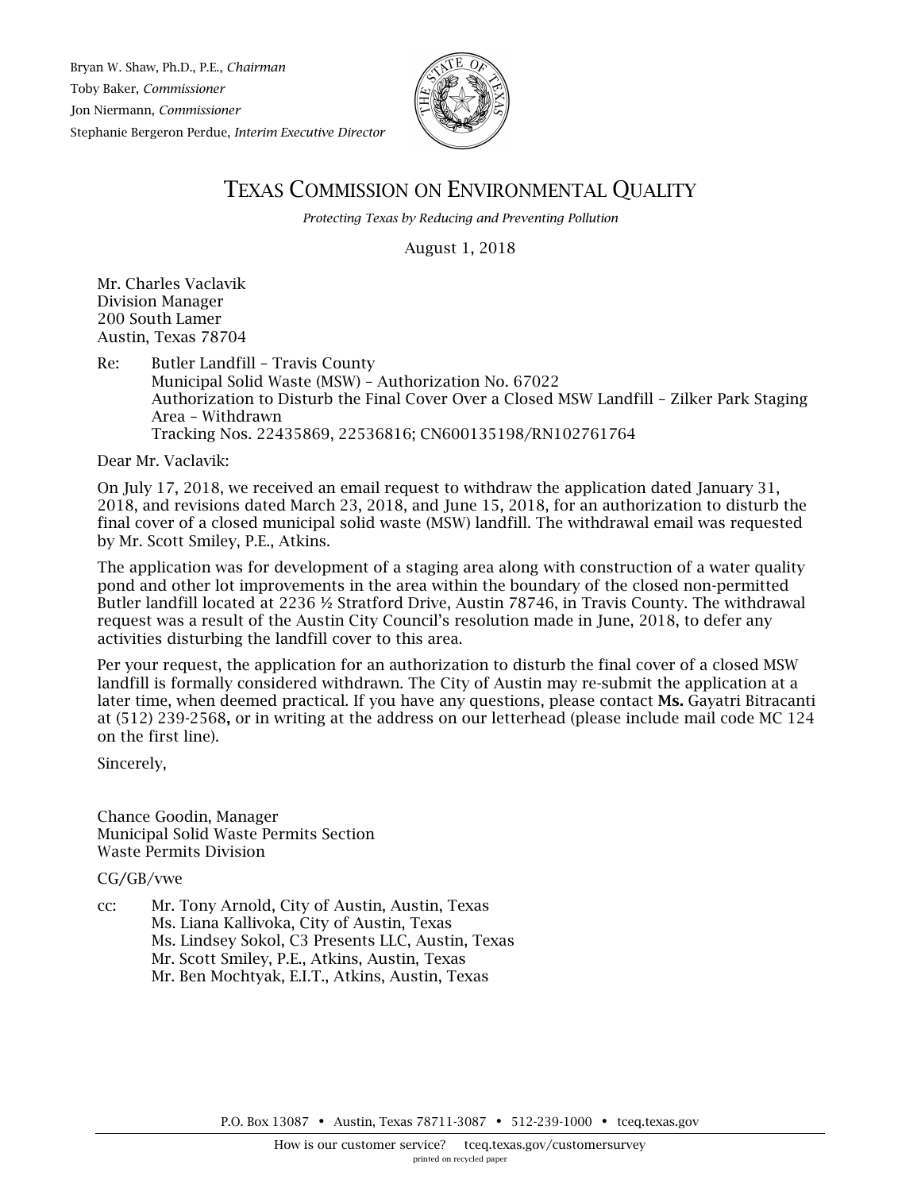Bryan W. Shaw, Ph.D., P.E., *Chairman*
Toby Baker, *Commissioner*
Jon Niermann, *Commissioner*
Stephanie Bergeron Perdue, *Interim Executive Director*

# TEXAS COMMISSION ON ENVIRONMENTAL QUALITY

*Protecting Texas by Reducing and Preventing Pollution*

August 1, 2018

Mr. Charles Vaclavik
Division Manager
200 South Lamer
Austin, Texas 78704

Re: Butler Landfill – Travis County
Municipal Solid Waste (MSW) – Authorization No. 67022
Authorization to Disturb the Final Cover Over a Closed MSW Landfill – Zilker Park Staging Area – Withdrawn
Tracking Nos. 22435869, 22536816; CN600135198/RN102761764

Dear Mr. Vaclavik:

On July 17, 2018, we received an email request to withdraw the application dated January 31, 2018, and revisions dated March 23, 2018, and June 15, 2018, for an authorization to disturb the final cover of a closed municipal solid waste (MSW) landfill. The withdrawal email was requested by Mr. Scott Smiley, P.E., Atkins.

The application was for development of a staging area along with construction of a water quality pond and other lot improvements in the area within the boundary of the closed non-permitted Butler landfill located at 2236 ½ Stratford Drive, Austin 78746, in Travis County. The withdrawal request was a result of the Austin City Council's resolution made in June, 2018, to defer any activities disturbing the landfill cover to this area.

Per your request, the application for an authorization to disturb the final cover of a closed MSW landfill is formally considered withdrawn. The City of Austin may re-submit the application at a later time, when deemed practical. If you have any questions, please contact **Ms.** Gayatri Bitracanti at (512) 239-2568**,** or in writing at the address on our letterhead (please include mail code MC 124 on the first line).

Sincerely,

Chance Goodin, Manager
Municipal Solid Waste Permits Section
Waste Permits Division

CG/GB/vwe

cc: Mr. Tony Arnold, City of Austin, Austin, Texas
Ms. Liana Kallivoka, City of Austin, Texas
Ms. Lindsey Sokol, C3 Presents LLC, Austin, Texas
Mr. Scott Smiley, P.E., Atkins, Austin, Texas
Mr. Ben Mochtyak, E.I.T., Atkins, Austin, Texas

P.O. Box 13087 • Austin, Texas 78711-3087 • 512-239-1000 • tceq.texas.gov

How is our customer service? tceq.texas.gov/customersurvey
printed on recycled paper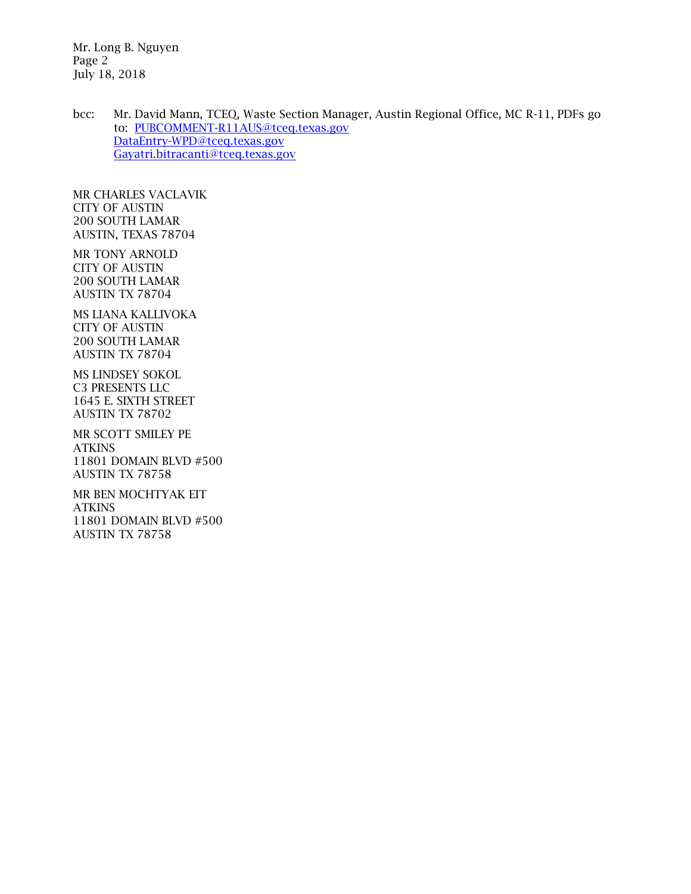bcc: Mr. David Mann, TCEQ, Waste Section Manager, Austin Regional Office, MC R-11, PDFs go to: PUBCOMMENT-R11AUS@tceq.texas.gov
DataEntry-WPD@tceq.texas.gov
Gayatri.bitracanti@tceq.texas.gov

MR CHARLES VACLAVIK
CITY OF AUSTIN
200 SOUTH LAMAR
AUSTIN, TEXAS 78704

MR TONY ARNOLD
CITY OF AUSTIN
200 SOUTH LAMAR
AUSTIN TX 78704

MS LIANA KALLIVOKA
CITY OF AUSTIN
200 SOUTH LAMAR
AUSTIN TX 78704

MS LINDSEY SOKOL
C3 PRESENTS LLC
1645 E. SIXTH STREET
AUSTIN TX 78702

MR SCOTT SMILEY PE
ATKINS
11801 DOMAIN BLVD #500
AUSTIN TX 78758

MR BEN MOCHTYAK EIT
ATKINS
11801 DOMAIN BLVD #500
AUSTIN TX 78758